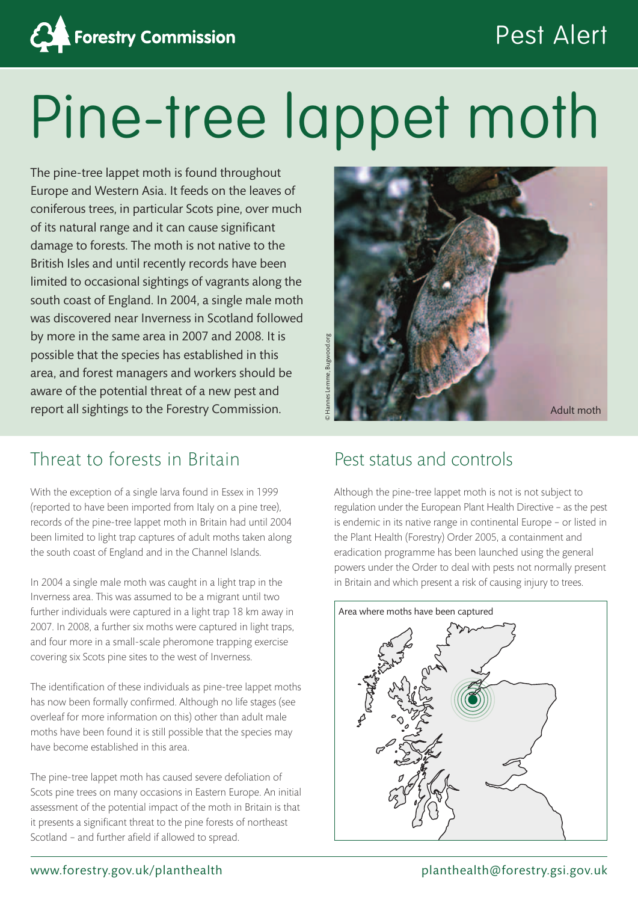Forestry Commission

Pest Alert

# Pine-tree lappet moth

The pine-tree lappet moth is found throughout Europe and Western Asia. It feeds on the leaves of coniferous trees, in particular Scots pine, over much of its natural range and it can cause significant damage to forests. The moth is not native to the British Isles and until recently records have been limited to occasional sightings of vagrants along the south coast of England. In 2004, a single male moth was discovered near Inverness in Scotland followed by more in the same area in 2007 and 2008. It is possible that the species has established in this area, and forest managers and workers should be aware of the potential threat of a new pest and report all sightings to the Forestry Commission.

© Hannes Lemme, Bugwood.org

Adult moth

## Threat to forests in Britain

With the exception of a single larva found in Essex in 1999 (reported to have been imported from Italy on a pine tree), records of the pine-tree lappet moth in Britain had until 2004 been limited to light trap captures of adult moths taken along the south coast of England and in the Channel Islands.

In 2004 a single male moth was caught in a light trap in the Inverness area. This was assumed to be a migrant until two further individuals were captured in a light trap 18 km away in 2007. In 2008, a further six moths were captured in light traps, and four more in a small-scale pheromone trapping exercise covering six Scots pine sites to the west of Inverness.

The identification of these individuals as pine-tree lappet moths has now been formally confirmed. Although no life stages (see overleaf for more information on this) other than adult male moths have been found it is still possible that the species may have become established in this area.

The pine-tree lappet moth has caused severe defoliation of Scots pine trees on many occasions in Eastern Europe. An initial assessment of the potential impact of the moth in Britain is that it presents a significant threat to the pine forests of northeast Scotland – and further afield if allowed to spread.

## Pest status and controls

Although the pine-tree lappet moth is not is not subject to regulation under the European Plant Health Directive – as the pest is endemic in its native range in continental Europe – or listed in the Plant Health (Forestry) Order 2005, a containment and eradication programme has been launched using the general powers under the Order to deal with pests not normally present in Britain and which present a risk of causing injury to trees.

Area where moths have been captured

www.forestry.gov.uk/planthealth

planthealth@forestry.gsi.gov.uk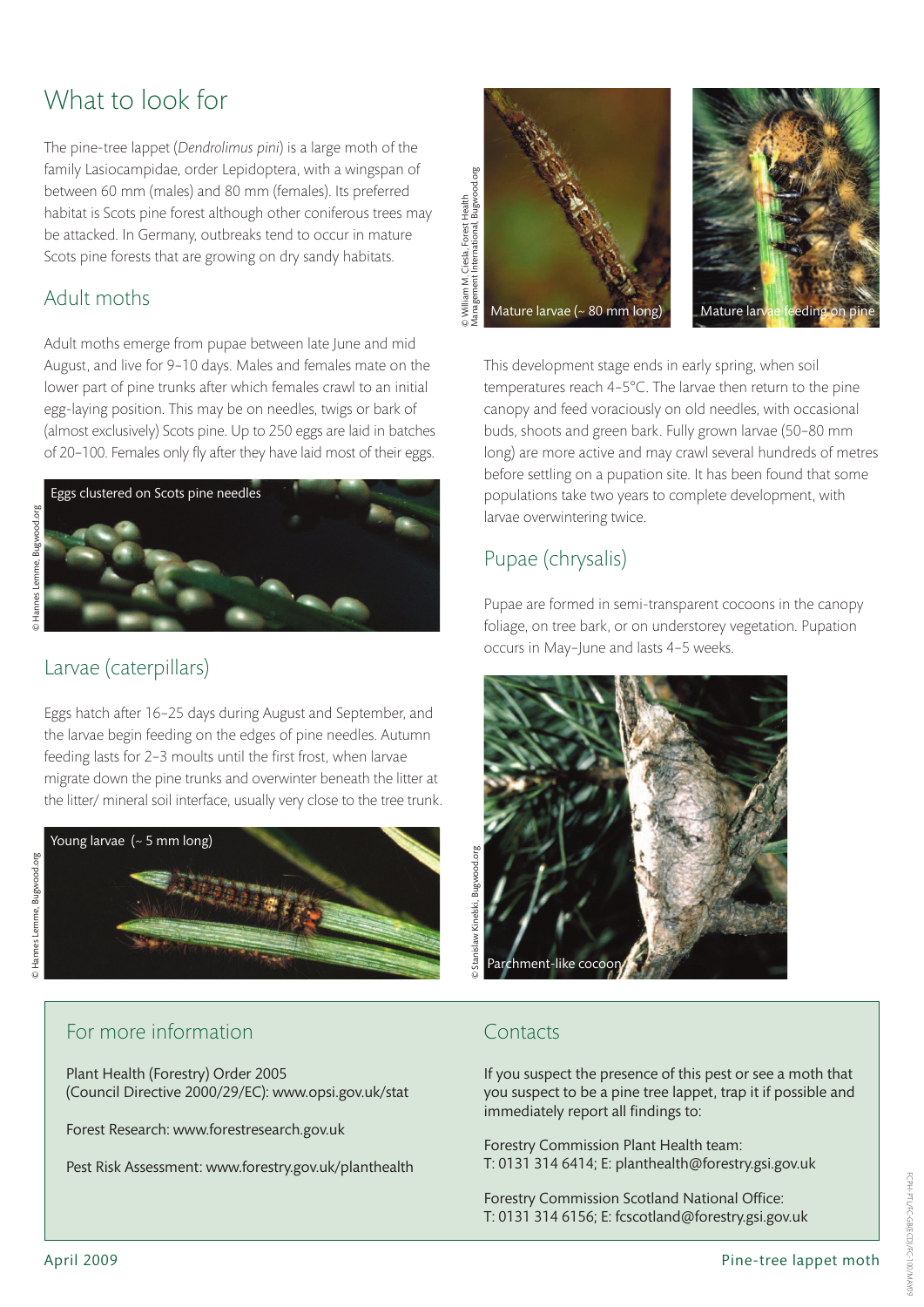## What to look for

The pine-tree lappet (*Dendrolimus pini*) is a large moth of the family Lasiocampidae, order Lepidoptera, with a wingspan of between 60 mm (males) and 80 mm (females). Its preferred habitat is Scots pine forest although other coniferous trees may be attacked. In Germany, outbreaks tend to occur in mature Scots pine forests that are growing on dry sandy habitats.

### Adult moths

Adult moths emerge from pupae between late June and mid August, and live for 9–10 days. Males and females mate on the lower part of pine trunks after which females crawl to an initial egg-laying position. This may be on needles, twigs or bark of (almost exclusively) Scots pine. Up to 250 eggs are laid in batches of 20–100. Females only fly after they have laid most of their eggs.

Eggs clustered on Scots pine needles

© Hannes Lemme, Bugwood.org

### Larvae (caterpillars)

Eggs hatch after 16–25 days during August and September, and the larvae begin feeding on the edges of pine needles. Autumn feeding lasts for 2–3 moults until the first frost, when larvae migrate down the pine trunks and overwinter beneath the litter at the litter/ mineral soil interface, usually very close to the tree trunk.

Young larvae (~ 5 mm long)

© Hannes Lemme, Bugwood.org

Mature larvae (~ 80 mm long)

Mature larvae feeding on pine

© William M Ciesla, Forest Health Management International, Bugwood.org

This development stage ends in early spring, when soil temperatures reach 4–5°C. The larvae then return to the pine canopy and feed voraciously on old needles, with occasional buds, shoots and green bark. Fully grown larvae (50–80 mm long) are more active and may crawl several hundreds of metres before settling on a pupation site. It has been found that some populations take two years to complete development, with larvae overwintering twice.

### Pupae (chrysalis)

Pupae are formed in semi-transparent cocoons in the canopy foliage, on tree bark, or on understorey vegetation. Pupation occurs in May–June and lasts 4–5 weeks.

Parchment-like cocoon

© Stanislaw Kinelski, Bugwood.org

### For more information

Plant Health (Forestry) Order 2005
(Council Directive 2000/29/EC): www.opsi.gov.uk/stat

Forest Research: www.forestresearch.gov.uk

Pest Risk Assessment: www.forestry.gov.uk/planthealth

### Contacts

If you suspect the presence of this pest or see a moth that you suspect to be a pine tree lappet, trap it if possible and immediately report all findings to:

Forestry Commission Plant Health team:
T: 0131 314 6414; E: planthealth@forestry.gsi.gov.uk

Forestry Commission Scotland National Office:
T: 0131 314 6156; E: fcscotland@forestry.gsi.gov.uk

April 2009

FCPH-PTL/FC-GB(ECD)/FC-100/MAY09